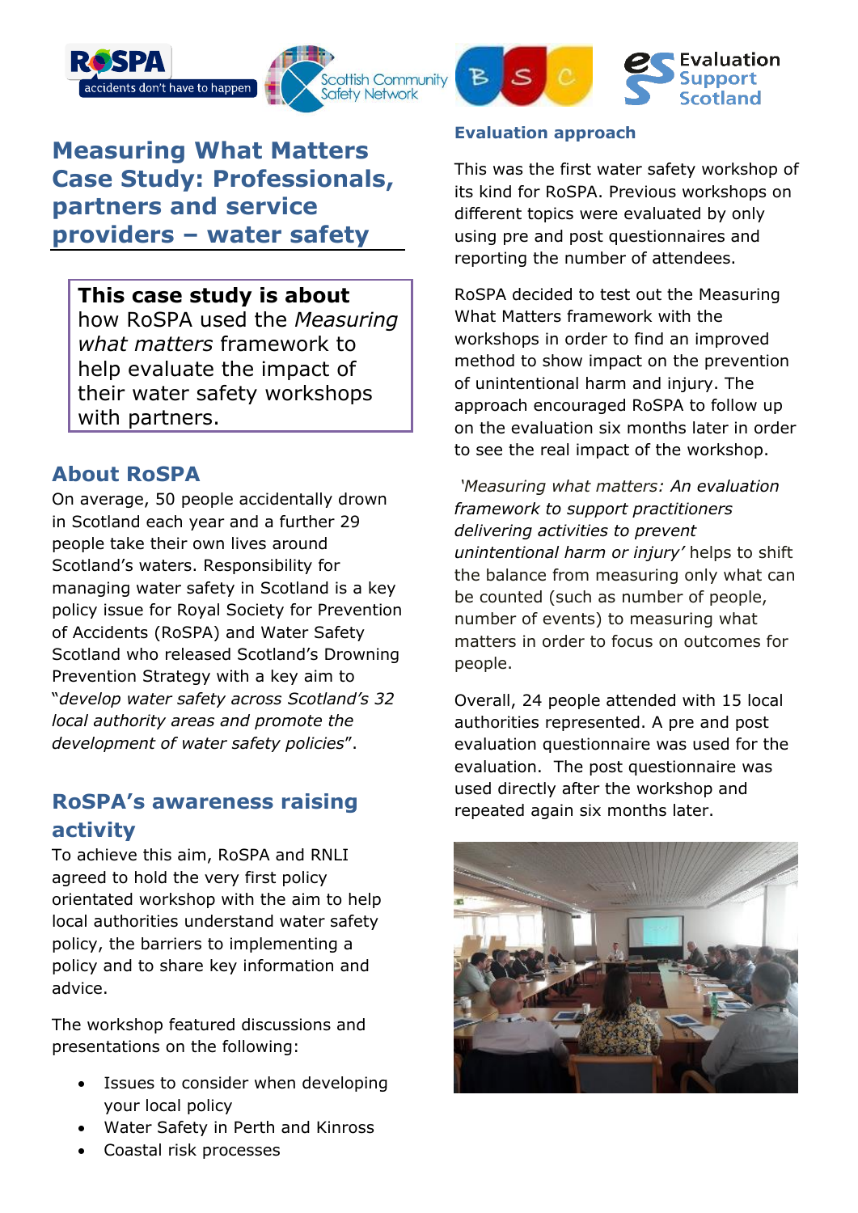# Measuring What Matters Case Study: Professionals, partners and service providers – water safety

**This case study is about** how RoSPA used the *Measuring what matters* framework to help evaluate the impact of their water safety workshops with partners.

## About RoSPA

On average, 50 people accidentally drown in Scotland each year and a further 29 people take their own lives around Scotland's waters. Responsibility for managing water safety in Scotland is a key policy issue for Royal Society for Prevention of Accidents (RoSPA) and Water Safety Scotland who released Scotland's Drowning Prevention Strategy with a key aim to "*develop water safety across Scotland's 32 local authority areas and promote the development of water safety policies*".

## RoSPA's awareness raising activity

To achieve this aim, RoSPA and RNLI agreed to hold the very first policy orientated workshop with the aim to help local authorities understand water safety policy, the barriers to implementing a policy and to share key information and advice.

The workshop featured discussions and presentations on the following:

- Issues to consider when developing your local policy
- Water Safety in Perth and Kinross
- Coastal risk processes

## Evaluation approach

This was the first water safety workshop of its kind for RoSPA. Previous workshops on different topics were evaluated by only using pre and post questionnaires and reporting the number of attendees.

RoSPA decided to test out the Measuring What Matters framework with the workshops in order to find an improved method to show impact on the prevention of unintentional harm and injury. The approach encouraged RoSPA to follow up on the evaluation six months later in order to see the real impact of the workshop.

*'Measuring what matters: An evaluation framework to support practitioners delivering activities to prevent unintentional harm or injury'* helps to shift the balance from measuring only what can be counted (such as number of people, number of events) to measuring what matters in order to focus on outcomes for people.

Overall, 24 people attended with 15 local authorities represented. A pre and post evaluation questionnaire was used for the evaluation. The post questionnaire was used directly after the workshop and repeated again six months later.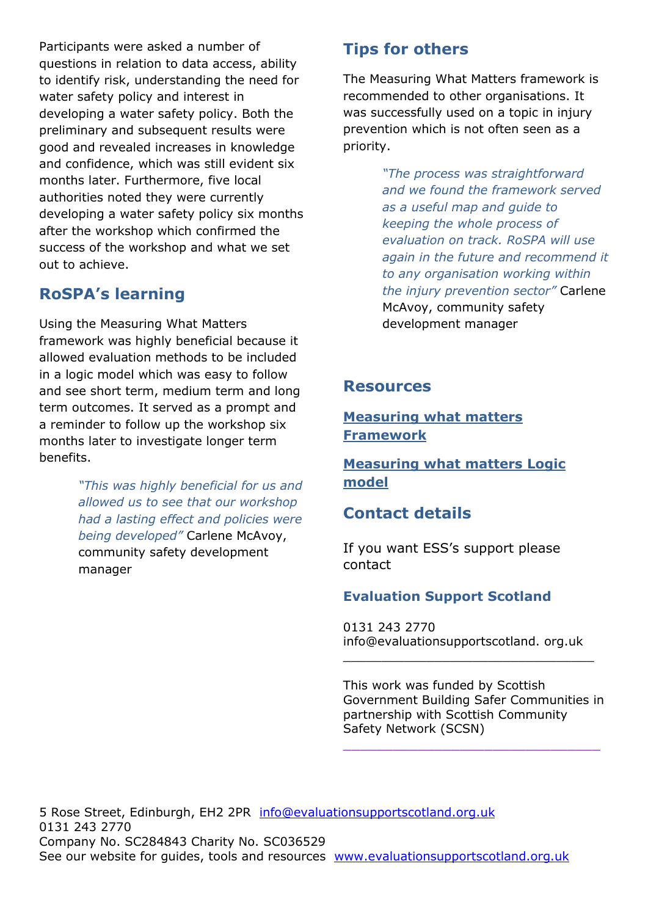Participants were asked a number of questions in relation to data access, ability to identify risk, understanding the need for water safety policy and interest in developing a water safety policy. Both the preliminary and subsequent results were good and revealed increases in knowledge and confidence, which was still evident six months later. Furthermore, five local authorities noted they were currently developing a water safety policy six months after the workshop which confirmed the success of the workshop and what we set out to achieve.

## RoSPA's learning

Using the Measuring What Matters framework was highly beneficial because it allowed evaluation methods to be included in a logic model which was easy to follow and see short term, medium term and long term outcomes. It served as a prompt and a reminder to follow up the workshop six months later to investigate longer term benefits.

> *"This was highly beneficial for us and allowed us to see that our workshop had a lasting effect and policies were being developed"* Carlene McAvoy, community safety development manager

## Tips for others

The Measuring What Matters framework is recommended to other organisations. It was successfully used on a topic in injury prevention which is not often seen as a priority.

> *"The process was straightforward and we found the framework served as a useful map and guide to keeping the whole process of evaluation on track. RoSPA will use again in the future and recommend it to any organisation working within the injury prevention sector"* Carlene McAvoy, community safety development manager

## Resources

**Measuring what matters Framework**

**Measuring what matters Logic model**

## Contact details

If you want ESS's support please contact

### Evaluation Support Scotland

0131 243 2770
info@evaluationsupportscotland. org.uk

---

This work was funded by Scottish Government Building Safer Communities in partnership with Scottish Community Safety Network (SCSN)

---

5 Rose Street, Edinburgh, EH2 2PR info@evaluationsupportscotland.org.uk
0131 243 2770
Company No. SC284843 Charity No. SC036529
See our website for guides, tools and resources www.evaluationsupportscotland.org.uk